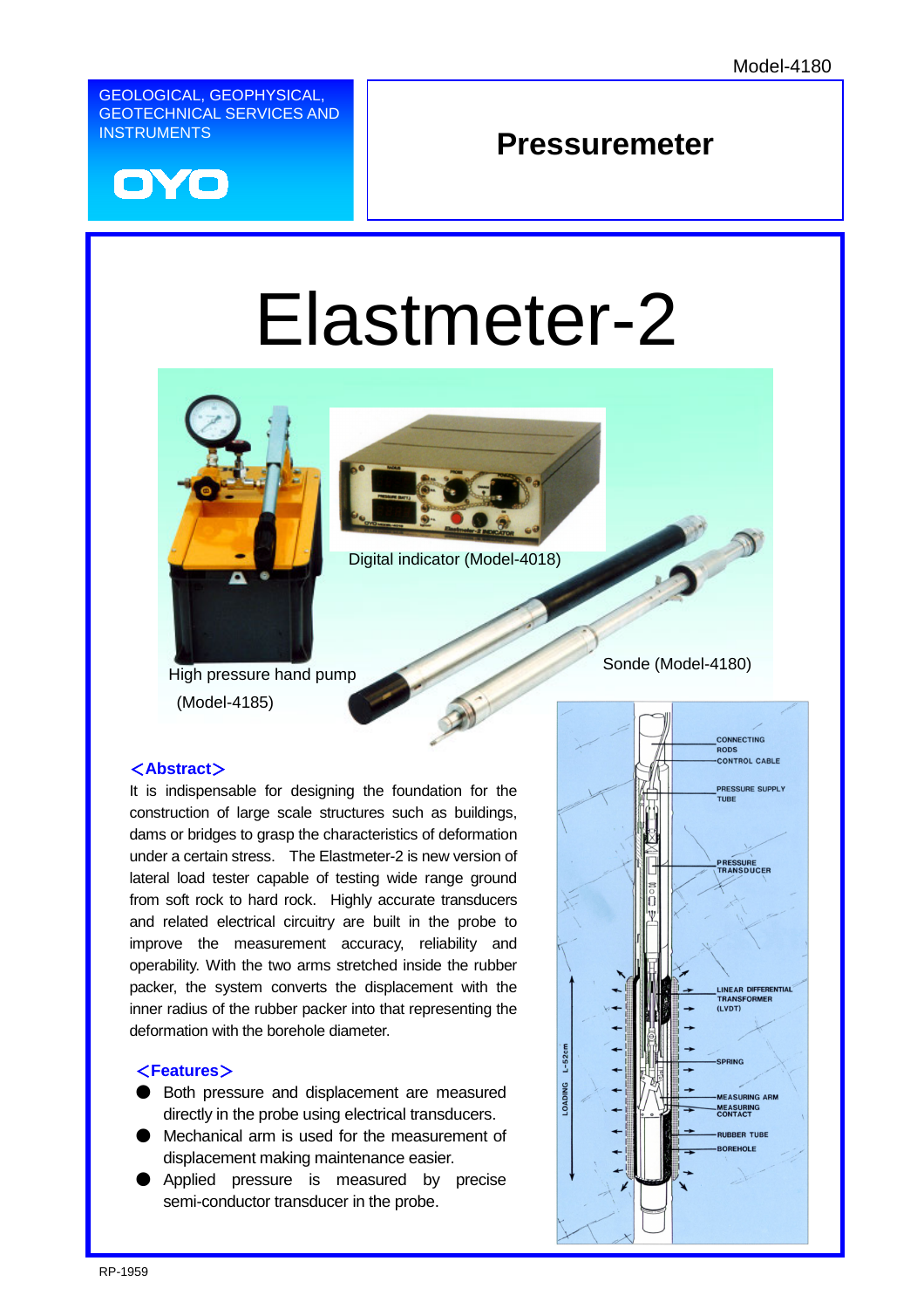Model-4180

GEOLOGICAL, GEOPHYSICAL, GEOTECHNICAL SERVICES AND INSTRUMENTS

OYO

## Pressuremeter

# Elastmeter-2

Digital indicator (Model-4018)

High pressure hand pump (Model-4185)

Sonde (Model-4180)

### ＜Abstract＞

It is indispensable for designing the foundation for the construction of large scale structures such as buildings, dams or bridges to grasp the characteristics of deformation under a certain stress. The Elastmeter-2 is new version of lateral load tester capable of testing wide range ground from soft rock to hard rock. Highly accurate transducers and related electrical circuitry are built in the probe to improve the measurement accuracy, reliability and operability. With the two arms stretched inside the rubber packer, the system converts the displacement with the inner radius of the rubber packer into that representing the deformation with the borehole diameter.

### ＜Features＞

- Both pressure and displacement are measured directly in the probe using electrical transducers.
- Mechanical arm is used for the measurement of displacement making maintenance easier.
- Applied pressure is measured by precise semi-conductor transducer in the probe.

CONNECTING RODS
CONTROL CABLE
PRESSURE SUPPLY TUBE
PRESSURE TRANSDUCER
LINEAR DIFFERENTIAL TRANSFORMER (LVDT)
SPRING
MEASURING ARM
MEASURING CONTACT
RUBBER TUBE
BOREHOLE
LOADING L=52cm

RP-1959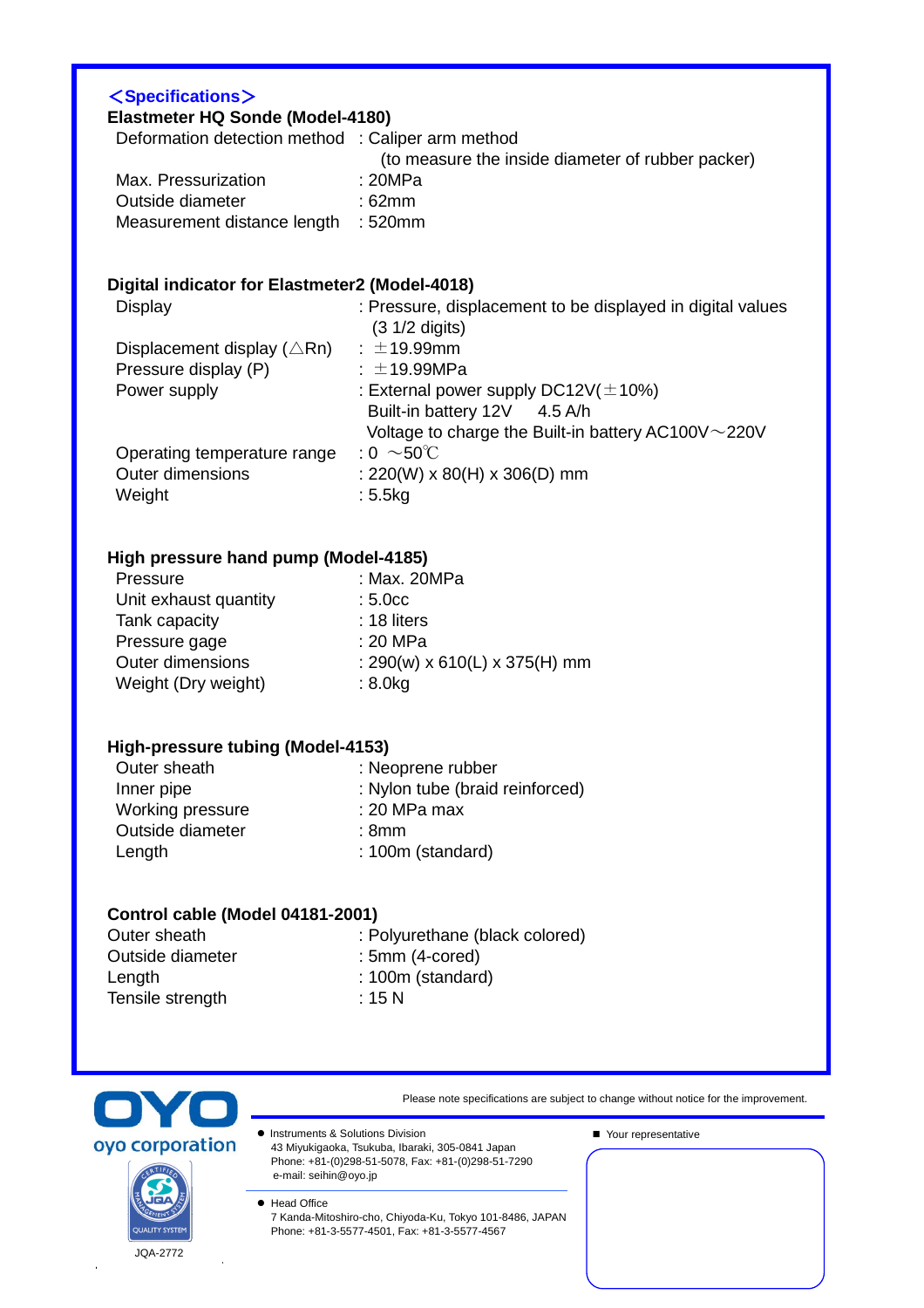## ＜Specifications＞

### Elastmeter HQ Sonde (Model-4180)

| | |
|---|---|
| Deformation detection method | : Caliper arm method (to measure the inside diameter of rubber packer) |
| Max. Pressurization | : 20MPa |
| Outside diameter | : 62mm |
| Measurement distance length | : 520mm |

### Digital indicator for Elastmeter2 (Model-4018)

| | |
|---|---|
| Display | : Pressure, displacement to be displayed in digital values (3 1/2 digits) |
| Displacement display (△Rn) | : ±19.99mm |
| Pressure display (P) | : ±19.99MPa |
| Power supply | : External power supply DC12V(±10%)<br>Built-in battery 12V 4.5 A/h<br>Voltage to charge the Built-in battery AC100V～220V |
| Operating temperature range | : 0 ～50℃ |
| Outer dimensions | : 220(W) x 80(H) x 306(D) mm |
| Weight | : 5.5kg |

### High pressure hand pump (Model-4185)

| | |
|---|---|
| Pressure | : Max. 20MPa |
| Unit exhaust quantity | : 5.0cc |
| Tank capacity | : 18 liters |
| Pressure gage | : 20 MPa |
| Outer dimensions | : 290(w) x 610(L) x 375(H) mm |
| Weight (Dry weight) | : 8.0kg |

### High-pressure tubing (Model-4153)

| | |
|---|---|
| Outer sheath | : Neoprene rubber |
| Inner pipe | : Nylon tube (braid reinforced) |
| Working pressure | : 20 MPa max |
| Outside diameter | : 8mm |
| Length | : 100m (standard) |

### Control cable (Model 04181-2001)

| | |
|---|---|
| Outer sheath | : Polyurethane (black colored) |
| Outside diameter | : 5mm (4-cored) |
| Length | : 100m (standard) |
| Tensile strength | : 15 N |

Please note specifications are subject to change without notice for the improvement.

OYO
oyo corporation

JQA-2772

- Instruments & Solutions Division
  43 Miyukigaoka, Tsukuba, Ibaraki, 305-0841 Japan
  Phone: +81-(0)298-51-5078, Fax: +81-(0)298-51-7290
  e-mail: seihin@oyo.jp

- Head Office
  7 Kanda-Mitoshiro-cho, Chiyoda-Ku, Tokyo 101-8486, JAPAN
  Phone: +81-3-5577-4501, Fax: +81-3-5577-4567

■ Your representative